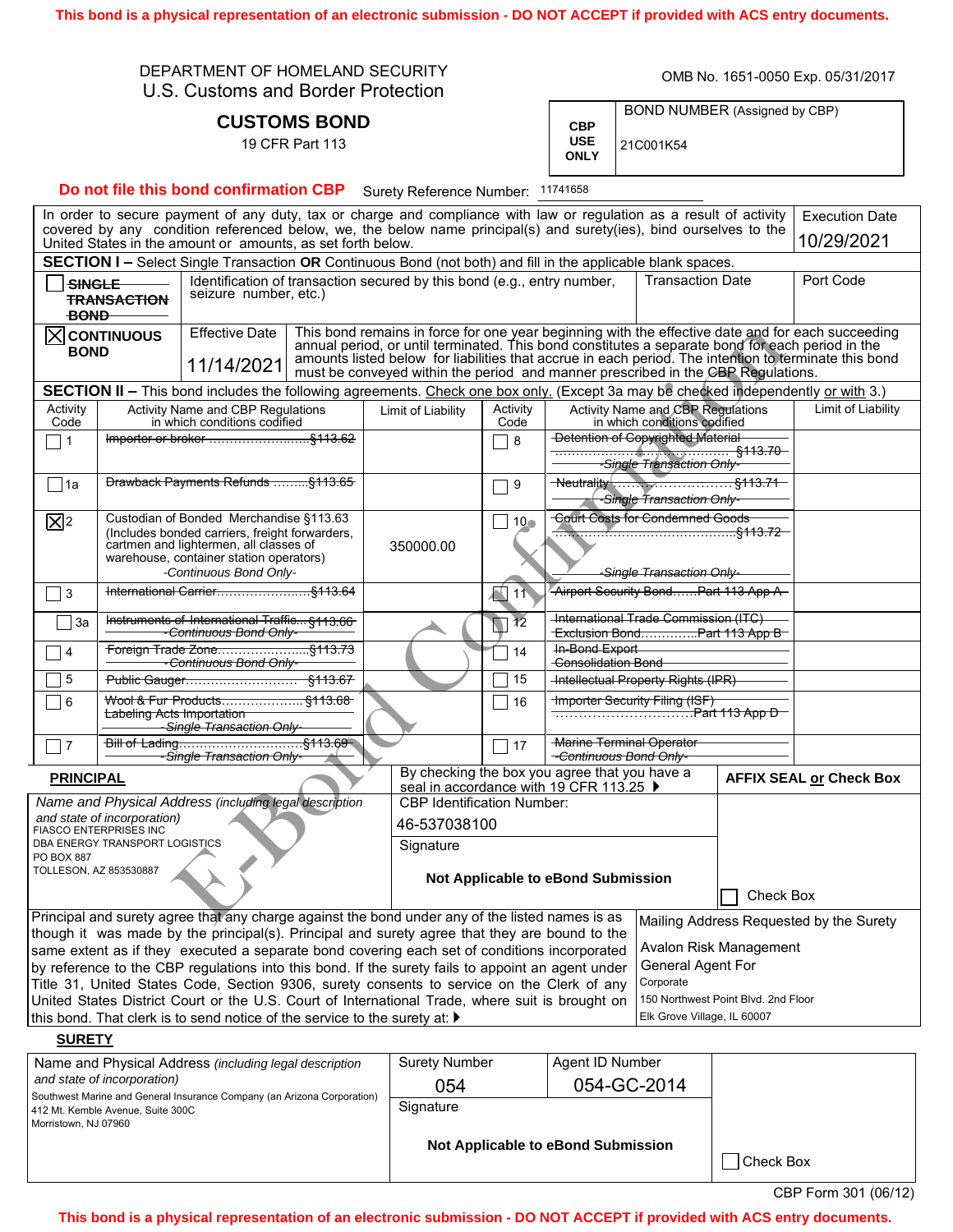This bond is a physical representation of an electronic submission - DO NOT ACCEPT if provided with ACS entry documents.

DEPARTMENT OF HOMELAND SECURITY
U.S. Customs and Border Protection

OMB No. 1651-0050 Exp. 05/31/2017

# CUSTOMS BOND

19 CFR Part 113

| CBP USE ONLY | BOND NUMBER (Assigned by CBP) |
|---|---|
| | 21C001K54 |

**Do not file this bond confirmation CBP** Surety Reference Number: 11741658

In order to secure payment of any duty, tax or charge and compliance with law or regulation as a result of activity covered by any condition referenced below, we, the below name principal(s) and surety(ies), bind ourselves to the United States in the amount or amounts, as set forth below.

Execution Date: 10/29/2021

**SECTION I –** Select Single Transaction **OR** Continuous Bond (not both) and fill in the applicable blank spaces.

| | | | |
|---|---|---|---|
| ☐ ~~SINGLE TRANSACTION BOND~~ | Identification of transaction secured by this bond (e.g., entry number, seizure number, etc.) | Transaction Date | Port Code |
| ☒ **CONTINUOUS BOND** | Effective Date: 11/14/2021 | This bond remains in force for one year beginning with the effective date and for each succeeding annual period, or until terminated. This bond constitutes a separate bond for each period in the amounts listed below for liabilities that accrue in each period. The intention to terminate this bond must be conveyed within the period and manner prescribed in the CBP Regulations. | |

**SECTION II –** This bond includes the following agreements. Check one box only. (Except 3a may be checked independently or with 3.)

| Activity Code | Activity Name and CBP Regulations in which conditions codified | Limit of Liability | Activity Code | Activity Name and CBP Regulations in which conditions codified | Limit of Liability |
|---|---|---|---|---|---|
| ☐ 1 | ~~Importer or broker ............ §113.62~~ | | ☐ 8 | ~~Detention of Copyrighted Material ............ §113.70~~ *~~-Single Transaction Only-~~* | |
| ☐ 1a | ~~Drawback Payments Refunds ......... §113.65~~ | | ☐ 9 | ~~Neutrality ............ §113.71~~ *~~-Single Transaction Only-~~* | |
| ☒ 2 | Custodian of Bonded Merchandise §113.63 (Includes bonded carriers, freight forwarders, cartmen and lightermen, all classes of warehouse, container station operators) *-Continuous Bond Only-* | 350000.00 | ☐ 10 | ~~Court Costs for Condemned Goods ............ §113.72~~ *~~-Single Transaction Only-~~* | |
| ☐ 3 | ~~International Carrier............ §113.64~~ | | ☐ 11 | ~~Airport Security Bond...... Part 113 App A~~ | |
| ☐ 3a | ~~Instruments of International Traffic... §113.66~~ *~~-Continuous Bond Only-~~* | | ☐ 12 | ~~International Trade Commission (ITC) Exclusion Bond............ Part 113 App B~~ | |
| ☐ 4 | ~~Foreign Trade Zone............ §113.73~~ *~~-Continuous Bond Only-~~* | | ☐ 14 | ~~In-Bond Export Consolidation Bond~~ | |
| ☐ 5 | ~~Public Gauger............ §113.67~~ | | ☐ 15 | ~~Intellectual Property Rights (IPR)~~ | |
| ☐ 6 | ~~Wool & Fur Products............ §113.68 Labeling Acts Importation~~ *~~-Single Transaction Only-~~* | | ☐ 16 | ~~Importer Security Filing (ISF) ............ Part 113 App D~~ | |
| ☐ 7 | ~~Bill of Lading............ §113.69~~ *~~-Single Transaction Only-~~* | | ☐ 17 | ~~Marine Terminal Operator~~ *~~-Continuous Bond Only-~~* | |

**PRINCIPAL**

Name and Physical Address *(including legal description and state of incorporation)*
FIASCO ENTERPRISES INC
DBA ENERGY TRANSPORT LOGISTICS
PO BOX 887
TOLLESON, AZ 853530887

By checking the box you agree that you have a seal in accordance with 19 CFR 113.25 ▶

CBP Identification Number: 46-537038100

Signature: **Not Applicable to eBond Submission**

**AFFIX SEAL or Check Box** ☐ Check Box

Principal and surety agree that any charge against the bond under any of the listed names is as though it was made by the principal(s). Principal and surety agree that they are bound to the same extent as if they executed a separate bond covering each set of conditions incorporated by reference to the CBP regulations into this bond. If the surety fails to appoint an agent under Title 31, United States Code, Section 9306, surety consents to service on the Clerk of any United States District Court or the U.S. Court of International Trade, where suit is brought on this bond. That clerk is to send notice of the service to the surety at: ▶

Mailing Address Requested by the Surety
Avalon Risk Management
General Agent For
Corporate
150 Northwest Point Blvd. 2nd Floor
Elk Grove Village, IL 60007

**SURETY**

Name and Physical Address *(including legal description and state of incorporation)*
Southwest Marine and General Insurance Company (an Arizona Corporation)
412 Mt. Kemble Avenue, Suite 300C
Morristown, NJ 07960

Surety Number: 054

Agent ID Number: 054-GC-2014

Signature: **Not Applicable to eBond Submission**

☐ Check Box

CBP Form 301 (06/12)

This bond is a physical representation of an electronic submission - DO NOT ACCEPT if provided with ACS entry documents.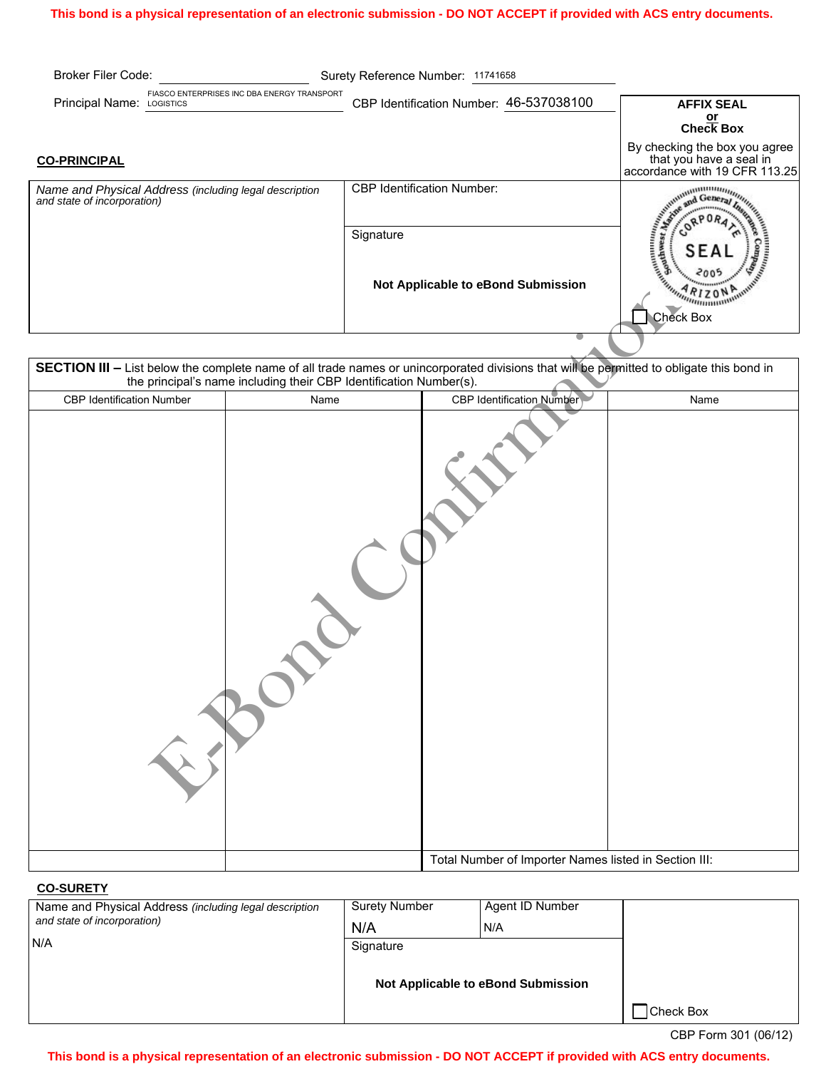**This bond is a physical representation of an electronic submission - DO NOT ACCEPT if provided with ACS entry documents.**

Broker Filer Code: ____________ Surety Reference Number: 11741658

Principal Name: FIASCO ENTERPRISES INC DBA ENERGY TRANSPORT LOGISTICS CBP Identification Number: 46-537038100

**AFFIX SEAL or Check Box**

By checking the box you agree that you have a seal in accordance with 19 CFR 113.25

**CO-PRINCIPAL**

| Name and Physical Address *(including legal description and state of incorporation)* | CBP Identification Number: | |
|---|---|---|
| | Signature<br><br>**Not Applicable to eBond Submission** | Southwest Marine and General Insurance Company CORPORATE SEAL 2005 ARIZONA<br>☐ Check Box |

**SECTION III –** List below the complete name of all trade names or unincorporated divisions that will be permitted to obligate this bond in the principal's name including their CBP Identification Number(s).

| CBP Identification Number | Name | CBP Identification Number | Name |
|---|---|---|---|
| | | | |
| | | Total Number of Importer Names listed in Section III: | |

E-Bond Confirmation

**CO-SURETY**

| Name and Physical Address *(including legal description and state of incorporation)* | Surety Number | Agent ID Number | |
|---|---|---|---|
| N/A | N/A | N/A | |
| | Signature<br><br>**Not Applicable to eBond Submission** | | ☐ Check Box |

CBP Form 301 (06/12)

**This bond is a physical representation of an electronic submission - DO NOT ACCEPT if provided with ACS entry documents.**